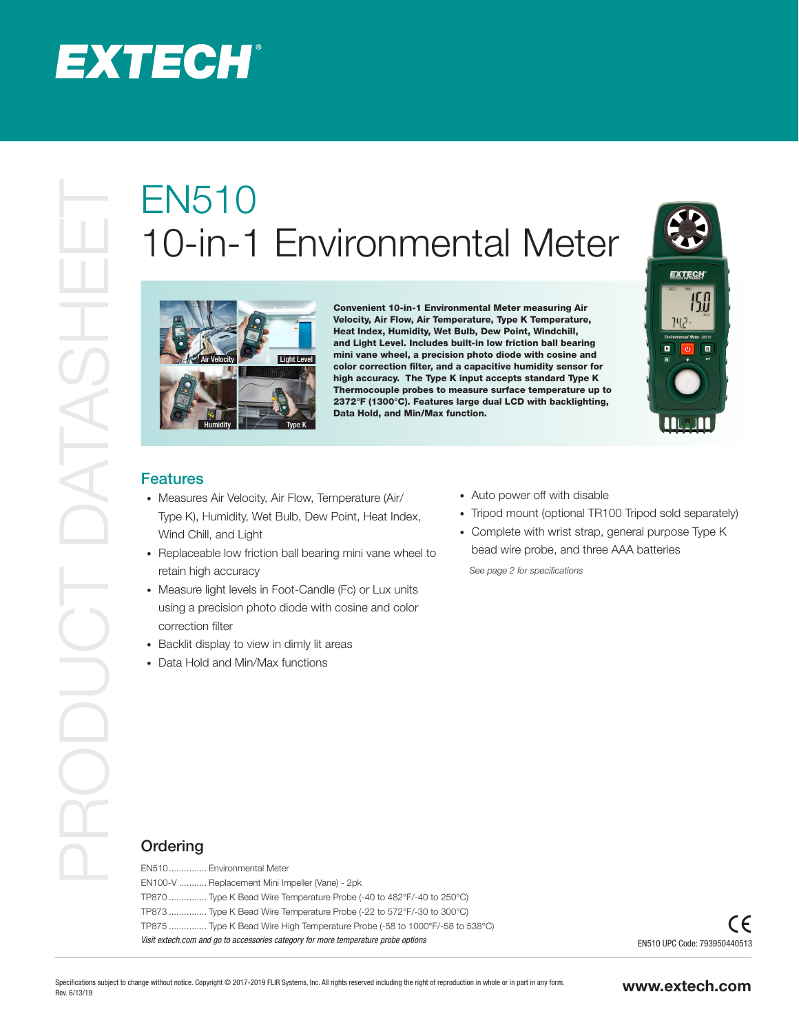EXTECH®

PRODUCT DATASHEET

# EN510
# 10-in-1 Environmental Meter

**Convenient 10-in-1 Environmental Meter measuring Air Velocity, Air Flow, Air Temperature, Type K Temperature, Heat Index, Humidity, Wet Bulb, Dew Point, Windchill, and Light Level. Includes built-in low friction ball bearing mini vane wheel, a precision photo diode with cosine and color correction filter, and a capacitive humidity sensor for high accuracy. The Type K input accepts standard Type K Thermocouple probes to measure surface temperature up to 2372°F (1300°C). Features large dual LCD with backlighting, Data Hold, and Min/Max function.**

## Features

- Measures Air Velocity, Air Flow, Temperature (Air/Type K), Humidity, Wet Bulb, Dew Point, Heat Index, Wind Chill, and Light
- Replaceable low friction ball bearing mini vane wheel to retain high accuracy
- Measure light levels in Foot-Candle (Fc) or Lux units using a precision photo diode with cosine and color correction filter
- Backlit display to view in dimly lit areas
- Data Hold and Min/Max functions
- Auto power off with disable
- Tripod mount (optional TR100 Tripod sold separately)
- Complete with wrist strap, general purpose Type K bead wire probe, and three AAA batteries

*See page 2 for specifications*

## Ordering

EN510............... Environmental Meter
EN100-V........... Replacement Mini Impeller (Vane) - 2pk
TP870............... Type K Bead Wire Temperature Probe (-40 to 482°F/-40 to 250°C)
TP873............... Type K Bead Wire Temperature Probe (-22 to 572°F/-30 to 300°C)
TP875............... Type K Bead Wire High Temperature Probe (-58 to 1000°F/-58 to 538°C)

*Visit extech.com and go to accessories category for more temperature probe options*

EN510 UPC Code: 793950440513

Specifications subject to change without notice. Copyright © 2017-2019 FLIR Systems, Inc. All rights reserved including the right of reproduction in whole or in part in any form.
Rev. 6/13/19

www.extech.com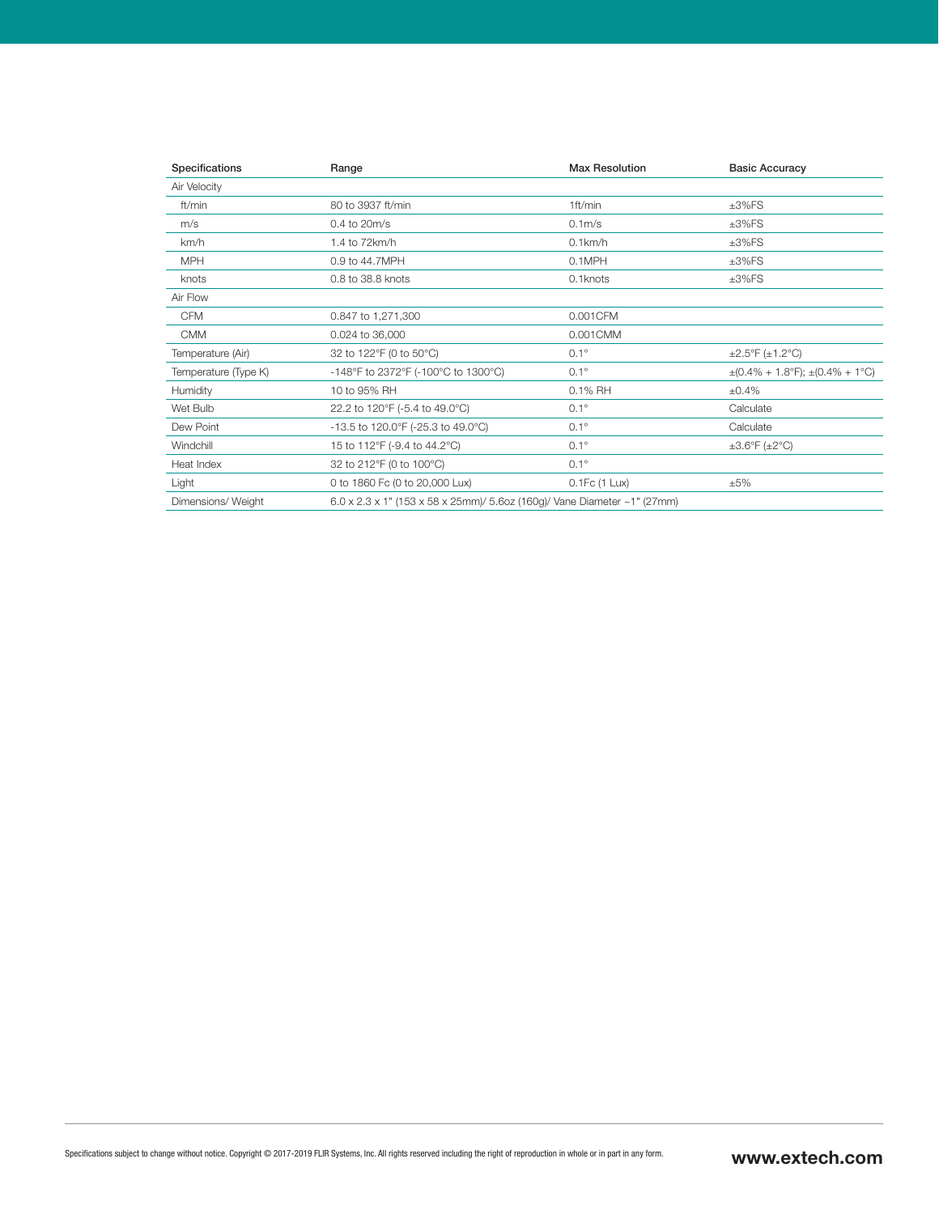| Specifications | Range | Max Resolution | Basic Accuracy |
|---|---|---|---|
| Air Velocity | | | |
| ft/min | 80 to 3937 ft/min | 1ft/min | ±3%FS |
| m/s | 0.4 to 20m/s | 0.1m/s | ±3%FS |
| km/h | 1.4 to 72km/h | 0.1km/h | ±3%FS |
| MPH | 0.9 to 44.7MPH | 0.1MPH | ±3%FS |
| knots | 0.8 to 38.8 knots | 0.1knots | ±3%FS |
| Air Flow | | | |
| CFM | 0.847 to 1,271,300 | 0.001CFM | |
| CMM | 0.024 to 36,000 | 0.001CMM | |
| Temperature (Air) | 32 to 122°F (0 to 50°C) | 0.1° | ±2.5°F (±1.2°C) |
| Temperature (Type K) | -148°F to 2372°F (-100°C to 1300°C) | 0.1° | ±(0.4% + 1.8°F); ±(0.4% + 1°C) |
| Humidity | 10 to 95% RH | 0.1% RH | ±0.4% |
| Wet Bulb | 22.2 to 120°F (-5.4 to 49.0°C) | 0.1° | Calculate |
| Dew Point | -13.5 to 120.0°F (-25.3 to 49.0°C) | 0.1° | Calculate |
| Windchill | 15 to 112°F (-9.4 to 44.2°C) | 0.1° | ±3.6°F (±2°C) |
| Heat Index | 32 to 212°F (0 to 100°C) | 0.1° | |
| Light | 0 to 1860 Fc (0 to 20,000 Lux) | 0.1Fc (1 Lux) | ±5% |
| Dimensions/ Weight | 6.0 x 2.3 x 1" (153 x 58 x 25mm)/ 5.6oz (160g)/ Vane Diameter ~1" (27mm) | | |

Specifications subject to change without notice. Copyright © 2017-2019 FLIR Systems, Inc. All rights reserved including the right of reproduction in whole or in part in any form.

**www.extech.com**